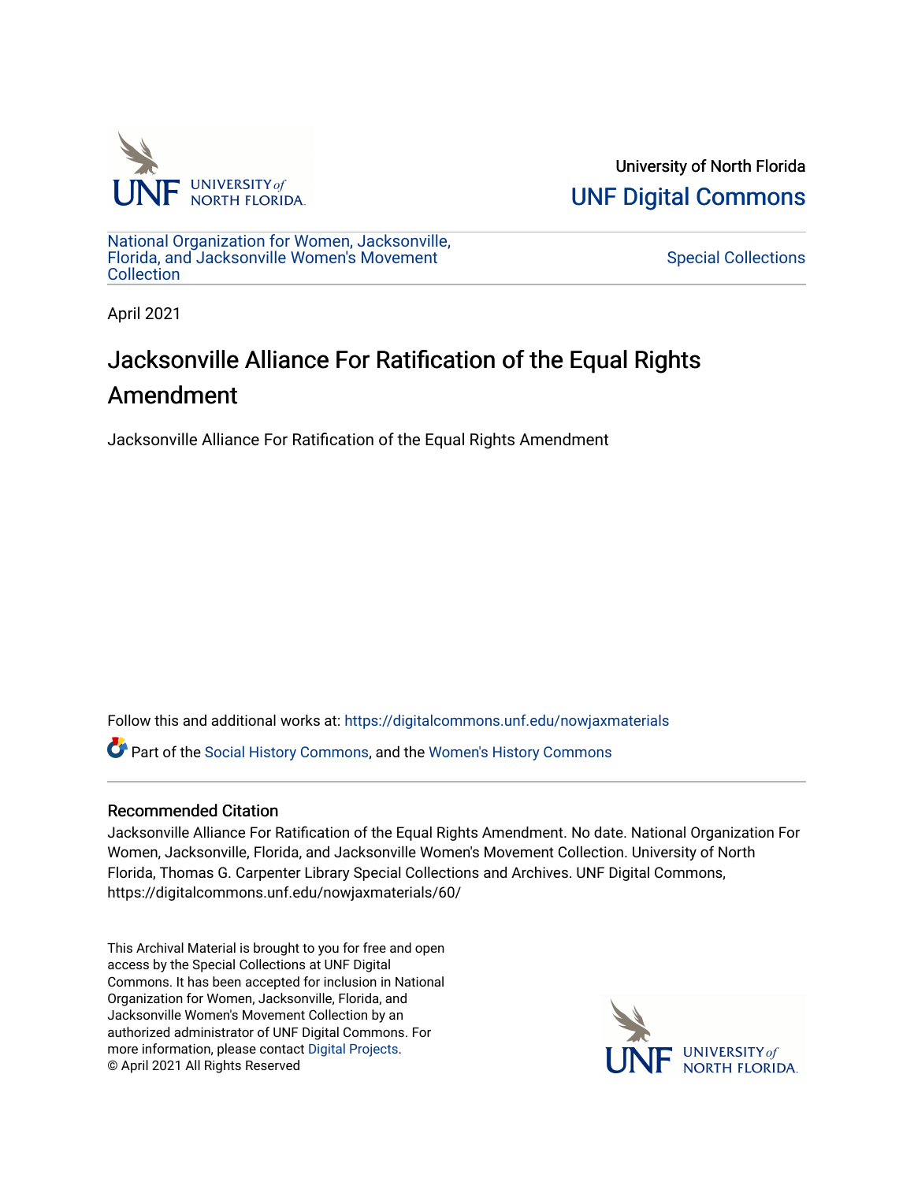University of North Florida

UNF Digital Commons

National Organization for Women, Jacksonville, Florida, and Jacksonville Women's Movement Collection

Special Collections

April 2021

# Jacksonville Alliance For Ratification of the Equal Rights Amendment

Jacksonville Alliance For Ratification of the Equal Rights Amendment

Follow this and additional works at: https://digitalcommons.unf.edu/nowjaxmaterials

Part of the Social History Commons, and the Women's History Commons

## Recommended Citation

Jacksonville Alliance For Ratification of the Equal Rights Amendment. No date. National Organization For Women, Jacksonville, Florida, and Jacksonville Women's Movement Collection. University of North Florida, Thomas G. Carpenter Library Special Collections and Archives. UNF Digital Commons, https://digitalcommons.unf.edu/nowjaxmaterials/60/

This Archival Material is brought to you for free and open access by the Special Collections at UNF Digital Commons. It has been accepted for inclusion in National Organization for Women, Jacksonville, Florida, and Jacksonville Women's Movement Collection by an authorized administrator of UNF Digital Commons. For more information, please contact Digital Projects.
© April 2021 All Rights Reserved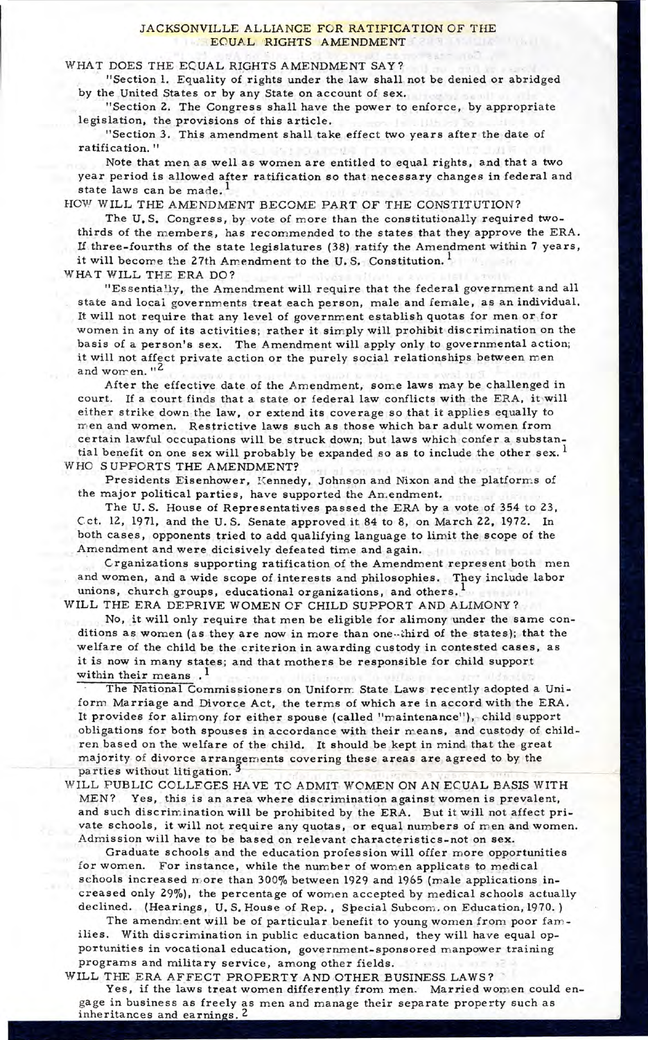# JACKSONVILLE ALLIANCE FOR RATIFICATION OF THE EQUAL RIGHTS AMENDMENT

WHAT DOES THE EQUAL RIGHTS AMENDMENT SAY?

"Section 1. Equality of rights under the law shall not be denied or abridged by the United States or by any State on account of sex.

"Section 2. The Congress shall have the power to enforce, by appropriate legislation, the provisions of this article.

"Section 3. This amendment shall take effect two years after the date of ratification."

Note that men as well as women are entitled to equal rights, and that a two year period is allowed after ratification so that necessary changes in federal and state laws can be made.[1]

HOW WILL THE AMENDMENT BECOME PART OF THE CONSTITUTION?

The U.S. Congress, by vote of more than the constitutionally required two-thirds of the members, has recommended to the states that they approve the ERA. If three-fourths of the state legislatures (38) ratify the Amendment within 7 years, it will become the 27th Amendment to the U.S. Constitution.[1]

WHAT WILL THE ERA DO?

"Essentially, the Amendment will require that the federal government and all state and local governments treat each person, male and female, as an individual. It will not require that any level of government establish quotas for men or for women in any of its activities; rather it simply will prohibit discrimination on the basis of a person's sex. The Amendment will apply only to governmental action; it will not affect private action or the purely social relationships between men and women."[2]

After the effective date of the Amendment, some laws may be challenged in court. If a court finds that a state or federal law conflicts with the ERA, it will either strike down the law, or extend its coverage so that it applies equally to men and women. Restrictive laws such as those which bar adult women from certain lawful occupations will be struck down; but laws which confer a substantial benefit on one sex will probably be expanded so as to include the other sex.[1]

WHO SUPPORTS THE AMENDMENT?

Presidents Eisenhower, Kennedy, Johnson and Nixon and the platforms of the major political parties, have supported the Amendment.

The U.S. House of Representatives passed the ERA by a vote of 354 to 23, Oct. 12, 1971, and the U.S. Senate approved it 84 to 8, on March 22, 1972. In both cases, opponents tried to add qualifying language to limit the scope of the Amendment and were dicisively defeated time and again.

Organizations supporting ratification of the Amendment represent both men and women, and a wide scope of interests and philosophies. They include labor unions, church groups, educational organizations, and others.[1]

WILL THE ERA DEPRIVE WOMEN OF CHILD SUPPORT AND ALIMONY?

No, it will only require that men be eligible for alimony under the same conditions as women (as they are now in more than one-third of the states); that the welfare of the child be the criterion in awarding custody in contested cases, as it is now in many states; and that mothers be responsible for child support within their means.[1]

The National Commissioners on Uniform State Laws recently adopted a Uniform Marriage and Divorce Act, the terms of which are in accord with the ERA. It provides for alimony for either spouse (called "maintenance"), child support obligations for both spouses in accordance with their means, and custody of children based on the welfare of the child. It should be kept in mind that the great majority of divorce arrangements covering these areas are agreed to by the parties without litigation.[3]

WILL PUBLIC COLLEGES HAVE TO ADMIT WOMEN ON AN EQUAL BASIS WITH MEN? Yes, this is an area where discrimination against women is prevalent, and such discrimination will be prohibited by the ERA. But it will not affect private schools, it will not require any quotas, or equal numbers of men and women. Admission will have to be based on relevant characteristics-not on sex.

Graduate schools and the education profession will offer more opportunities for women. For instance, while the number of women applicats to medical schools increased more than 300% between 1929 and 1965 (male applications increased only 29%), the percentage of women accepted by medical schools actually declined. (Hearings, U.S. House of Rep., Special Subcom. on Education, 1970.)

The amendment will be of particular benefit to young women from poor families. With discrimination in public education banned, they will have equal opportunities in vocational education, government-sponsored manpower training programs and military service, among other fields.

WILL THE ERA AFFECT PROPERTY AND OTHER BUSINESS LAWS?

Yes, if the laws treat women differently from men. Married women could engage in business as freely as men and manage their separate property such as inheritances and earnings.[2]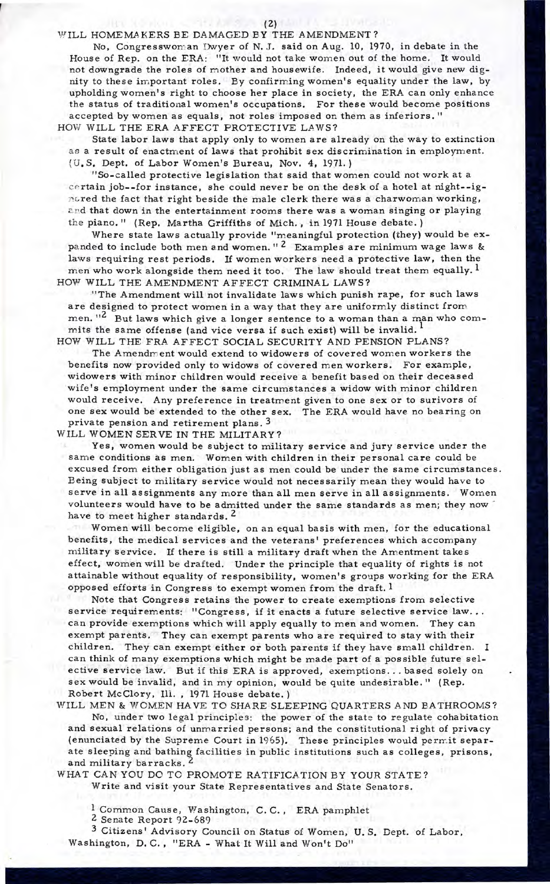## WILL HOMEMAKERS BE DAMAGED BY THE AMENDMENT?

No, Congresswoman Dwyer of N.J. said on Aug. 10, 1970, in debate in the House of Rep. on the ERA: "It would not take women out of the home. It would not downgrade the roles of mother and housewife. Indeed, it would give new dignity to these important roles. By confirming women's equality under the law, by upholding women's right to choose her place in society, the ERA can only enhance the status of traditional women's occupations. For these would become positions accepted by women as equals, not roles imposed on them as inferiors."

## HOW WILL THE ERA AFFECT PROTECTIVE LAWS?

State labor laws that apply only to women are already on the way to extinction as a result of enactment of laws that prohibit sex discrimination in employment. (U.S. Dept. of Labor Women's Bureau, Nov. 4, 1971.)

"So-called protective legislation that said that women could not work at a certain job--for instance, she could never be on the desk of a hotel at night--ignored the fact that right beside the male clerk there was a charwoman working, and that down in the entertainment rooms there was a woman singing or playing the piano." (Rep. Martha Griffiths of Mich., in 1971 House debate.)

Where state laws actually provide "meaningful protection (they) would be expanded to include both men and women."[2] Examples are minimum wage laws & laws requiring rest periods. If women workers need a protective law, then the men who work alongside them need it too. The law should treat them equally.[1]

## HOW WILL THE AMENDMENT AFFECT CRIMINAL LAWS?

"The Amendment will not invalidate laws which punish rape, for such laws are designed to protect women in a way that they are uniformly distinct from men."[2] But laws which give a longer sentence to a woman than a man who commits the same offense (and vice versa if such exist) will be invalid.[1]

## HOW WILL THE ERA AFFECT SOCIAL SECURITY AND PENSION PLANS?

The Amendment would extend to widowers of covered women workers the benefits now provided only to widows of covered men workers. For example, widowers with minor children would receive a benefit based on their deceased wife's employment under the same circumstances a widow with minor children would receive. Any preference in treatment given to one sex or to surivors of one sex would be extended to the other sex. The ERA would have no bearing on private pension and retirement plans.[3]

## WILL WOMEN SERVE IN THE MILITARY?

Yes, women would be subject to military service and jury service under the same conditions as men. Women with children in their personal care could be excused from either obligation just as men could be under the same circumstances. Being subject to military service would not necessarily mean they would have to serve in all assignments any more than all men serve in all assignments. Women volunteers would have to be admitted under the same standards as men; they now have to meet higher standards.[2]

Women will become eligible, on an equal basis with men, for the educational benefits, the medical services and the veterans' preferences which accompany military service. If there is still a military draft when the Amentment takes effect, women will be drafted. Under the principle that equality of rights is not attainable without equality of responsibility, women's groups working for the ERA opposed efforts in Congress to exempt women from the draft.[1]

Note that Congress retains the power to create exemptions from selective service requirements: "Congress, if it enacts a future selective service law... can provide exemptions which will apply equally to men and women. They can exempt parents. They can exempt parents who are required to stay with their children. They can exempt either or both parents if they have small children. I can think of many exemptions which might be made part of a possible future selective service law. But if this ERA is approved, exemptions... based solely on sex would be invalid, and in my opinion, would be quite undesirable." (Rep. Robert McClory, Ill., 1971 House debate.)

## WILL MEN & WOMEN HAVE TO SHARE SLEEPING QUARTERS AND BATHROOMS?

No, under two legal principles: the power of the state to regulate cohabitation and sexual relations of unmarried persons; and the constitutional right of privacy (enunciated by the Supreme Court in 1965). These principles would permit separate sleeping and bathing facilities in public institutions such as colleges, prisons, and military barracks.[2]

## WHAT CAN YOU DO TO PROMOTE RATIFICATION BY YOUR STATE?

Write and visit your State Representatives and State Senators.

[1] Common Cause, Washington, C.C., ERA pamphlet

[2] Senate Report 92-689

[3] Citizens' Advisory Council on Status of Women, U.S. Dept. of Labor, Washington, D.C., "ERA - What It Will and Won't Do"